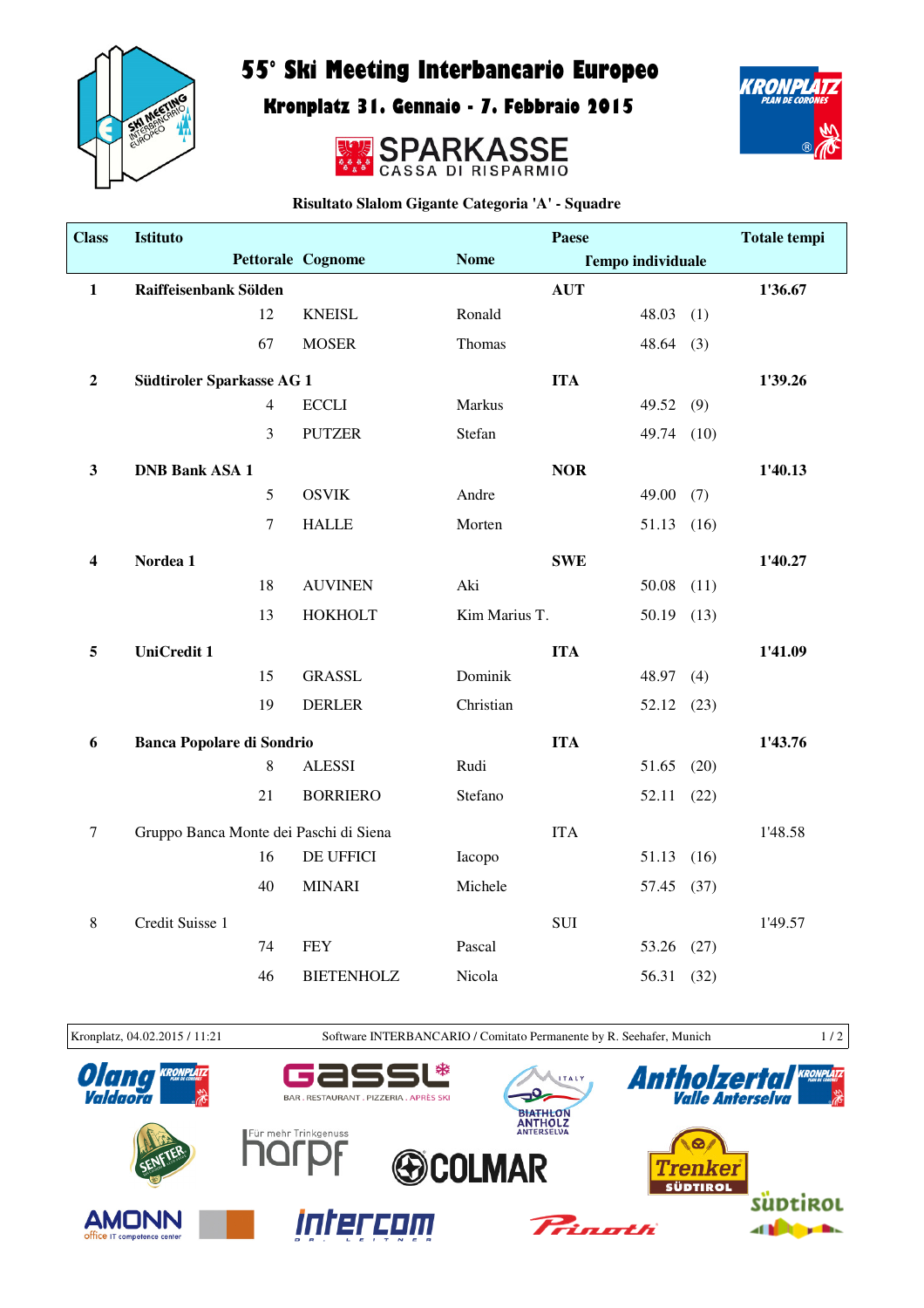# 55° Ski Meeting Interbancario Europeo

## Kronplatz 31. Gennaio - 7. Febbraio 2015

SPARKASSE
CASSA DI RISPARMIO

### Risultato Slalom Gigante Categoria 'A' - Squadre

| Class | Istituto | | | Paese | | | Totale tempi |
|---|---|---|---|---|---|---|---|
| | Pettorale | Cognome | Nome | Tempo individuale | | | |
| **1** | **Raiffeisenbank Sölden** | | | **AUT** | | | **1'36.67** |
| | 12 | KNEISL | Ronald | | 48.03 | (1) | |
| | 67 | MOSER | Thomas | | 48.64 | (3) | |
| **2** | **Südtiroler Sparkasse AG 1** | | | **ITA** | | | **1'39.26** |
| | 4 | ECCLI | Markus | | 49.52 | (9) | |
| | 3 | PUTZER | Stefan | | 49.74 | (10) | |
| **3** | **DNB Bank ASA 1** | | | **NOR** | | | **1'40.13** |
| | 5 | OSVIK | Andre | | 49.00 | (7) | |
| | 7 | HALLE | Morten | | 51.13 | (16) | |
| **4** | **Nordea 1** | | | **SWE** | | | **1'40.27** |
| | 18 | AUVINEN | Aki | | 50.08 | (11) | |
| | 13 | HOKHOLT | Kim Marius T. | | 50.19 | (13) | |
| **5** | **UniCredit 1** | | | **ITA** | | | **1'41.09** |
| | 15 | GRASSL | Dominik | | 48.97 | (4) | |
| | 19 | DERLER | Christian | | 52.12 | (23) | |
| **6** | **Banca Popolare di Sondrio** | | | **ITA** | | | **1'43.76** |
| | 8 | ALESSI | Rudi | | 51.65 | (20) | |
| | 21 | BORRIERO | Stefano | | 52.11 | (22) | |
| 7 | Gruppo Banca Monte dei Paschi di Siena | | | ITA | | | 1'48.58 |
| | 16 | DE UFFICI | Iacopo | | 51.13 | (16) | |
| | 40 | MINARI | Michele | | 57.45 | (37) | |
| 8 | Credit Suisse 1 | | | SUI | | | 1'49.57 |
| | 74 | FEY | Pascal | | 53.26 | (27) | |
| | 46 | BIETENHOLZ | Nicola | | 56.31 | (32) | |

Kronplatz, 04.02.2015 / 11:21 — Software INTERBANCARIO / Comitato Permanente by R. Seehafer, Munich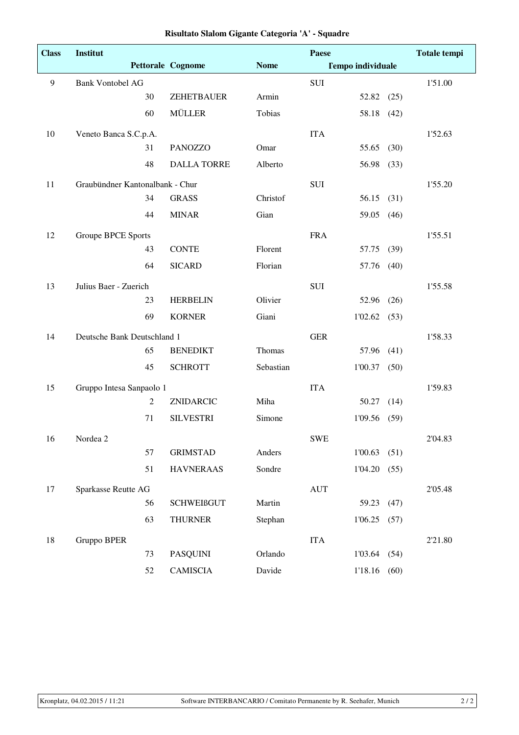# Risultato Slalom Gigante Categoria 'A' - Squadre

| Class | Institut | | | Paese | | | Totale tempi |
|---|---|---|---|---|---|---|---|
| | Pettorale | Cognome | Nome | Tempo individuale | | | |
| 9 | Bank Vontobel AG | | | SUI | | | 1'51.00 |
| | 30 | ZEHETBAUER | Armin | | 52.82 | (25) | |
| | 60 | MÜLLER | Tobias | | 58.18 | (42) | |
| 10 | Veneto Banca S.C.p.A. | | | ITA | | | 1'52.63 |
| | 31 | PANOZZO | Omar | | 55.65 | (30) | |
| | 48 | DALLA TORRE | Alberto | | 56.98 | (33) | |
| 11 | Graubündner Kantonalbank - Chur | | | SUI | | | 1'55.20 |
| | 34 | GRASS | Christof | | 56.15 | (31) | |
| | 44 | MINAR | Gian | | 59.05 | (46) | |
| 12 | Groupe BPCE Sports | | | FRA | | | 1'55.51 |
| | 43 | CONTE | Florent | | 57.75 | (39) | |
| | 64 | SICARD | Florian | | 57.76 | (40) | |
| 13 | Julius Baer - Zuerich | | | SUI | | | 1'55.58 |
| | 23 | HERBELIN | Olivier | | 52.96 | (26) | |
| | 69 | KORNER | Giani | | 1'02.62 | (53) | |
| 14 | Deutsche Bank Deutschland 1 | | | GER | | | 1'58.33 |
| | 65 | BENEDIKT | Thomas | | 57.96 | (41) | |
| | 45 | SCHROTT | Sebastian | | 1'00.37 | (50) | |
| 15 | Gruppo Intesa Sanpaolo 1 | | | ITA | | | 1'59.83 |
| | 2 | ZNIDARCIC | Miha | | 50.27 | (14) | |
| | 71 | SILVESTRI | Simone | | 1'09.56 | (59) | |
| 16 | Nordea 2 | | | SWE | | | 2'04.83 |
| | 57 | GRIMSTAD | Anders | | 1'00.63 | (51) | |
| | 51 | HAVNERAAS | Sondre | | 1'04.20 | (55) | |
| 17 | Sparkasse Reutte AG | | | AUT | | | 2'05.48 |
| | 56 | SCHWEIßGUT | Martin | | 59.23 | (47) | |
| | 63 | THURNER | Stephan | | 1'06.25 | (57) | |
| 18 | Gruppo BPER | | | ITA | | | 2'21.80 |
| | 73 | PASQUINI | Orlando | | 1'03.64 | (54) | |
| | 52 | CAMISCIA | Davide | | 1'18.16 | (60) | |

Kronplatz, 04.02.2015 / 11:21 — Software INTERBANCARIO / Comitato Permanente by R. Seehafer, Munich